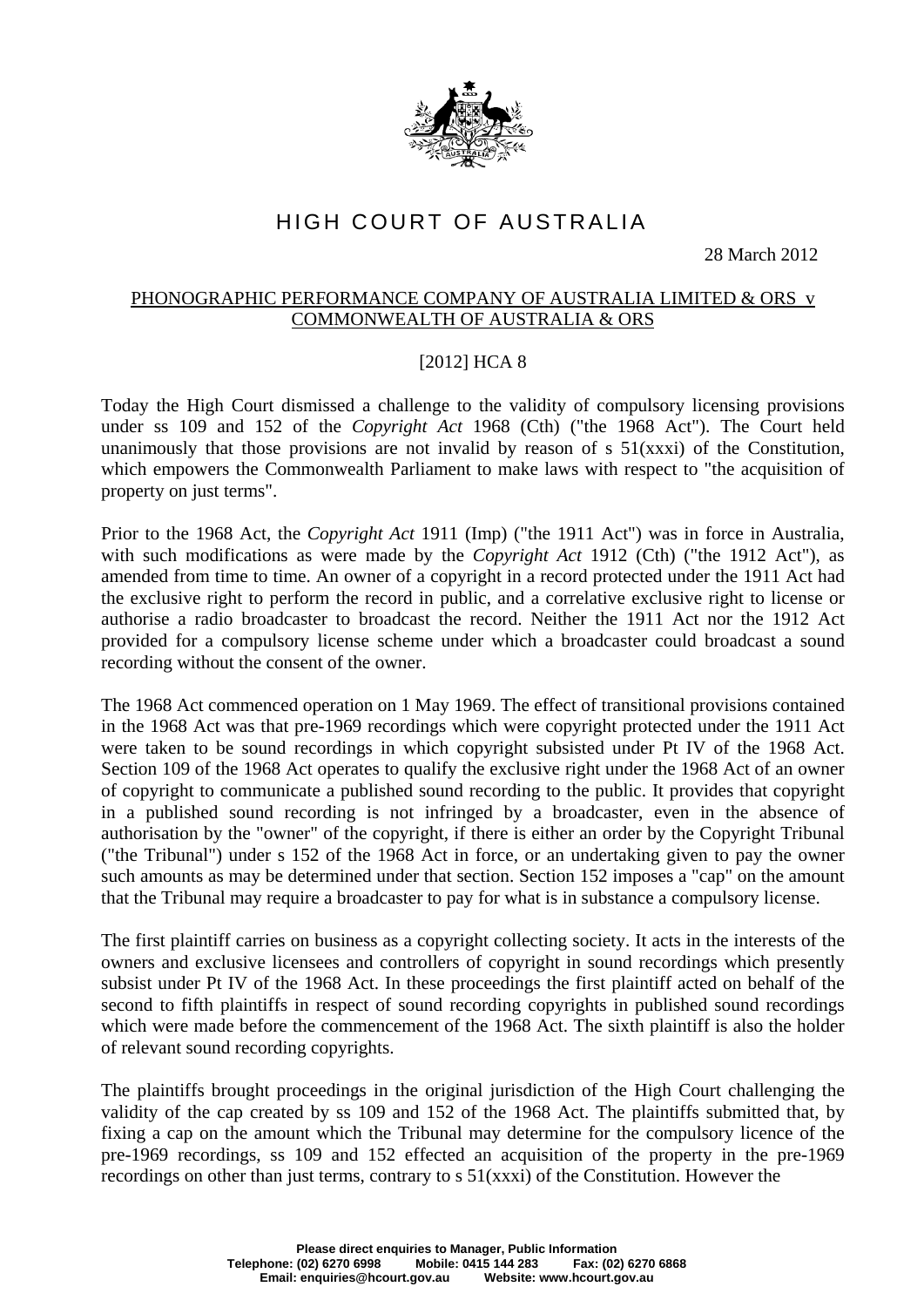# HIGH COURT OF AUSTRALIA

28 March 2012

## PHONOGRAPHIC PERFORMANCE COMPANY OF AUSTRALIA LIMITED & ORS v COMMONWEALTH OF AUSTRALIA & ORS

[2012] HCA 8

Today the High Court dismissed a challenge to the validity of compulsory licensing provisions under ss 109 and 152 of the *Copyright Act* 1968 (Cth) ("the 1968 Act"). The Court held unanimously that those provisions are not invalid by reason of s 51(xxxi) of the Constitution, which empowers the Commonwealth Parliament to make laws with respect to "the acquisition of property on just terms".

Prior to the 1968 Act, the *Copyright Act* 1911 (Imp) ("the 1911 Act") was in force in Australia, with such modifications as were made by the *Copyright Act* 1912 (Cth) ("the 1912 Act"), as amended from time to time. An owner of a copyright in a record protected under the 1911 Act had the exclusive right to perform the record in public, and a correlative exclusive right to license or authorise a radio broadcaster to broadcast the record. Neither the 1911 Act nor the 1912 Act provided for a compulsory license scheme under which a broadcaster could broadcast a sound recording without the consent of the owner.

The 1968 Act commenced operation on 1 May 1969. The effect of transitional provisions contained in the 1968 Act was that pre-1969 recordings which were copyright protected under the 1911 Act were taken to be sound recordings in which copyright subsisted under Pt IV of the 1968 Act. Section 109 of the 1968 Act operates to qualify the exclusive right under the 1968 Act of an owner of copyright to communicate a published sound recording to the public. It provides that copyright in a published sound recording is not infringed by a broadcaster, even in the absence of authorisation by the "owner" of the copyright, if there is either an order by the Copyright Tribunal ("the Tribunal") under s 152 of the 1968 Act in force, or an undertaking given to pay the owner such amounts as may be determined under that section. Section 152 imposes a "cap" on the amount that the Tribunal may require a broadcaster to pay for what is in substance a compulsory license.

The first plaintiff carries on business as a copyright collecting society. It acts in the interests of the owners and exclusive licensees and controllers of copyright in sound recordings which presently subsist under Pt IV of the 1968 Act. In these proceedings the first plaintiff acted on behalf of the second to fifth plaintiffs in respect of sound recording copyrights in published sound recordings which were made before the commencement of the 1968 Act. The sixth plaintiff is also the holder of relevant sound recording copyrights.

The plaintiffs brought proceedings in the original jurisdiction of the High Court challenging the validity of the cap created by ss 109 and 152 of the 1968 Act. The plaintiffs submitted that, by fixing a cap on the amount which the Tribunal may determine for the compulsory licence of the pre-1969 recordings, ss 109 and 152 effected an acquisition of the property in the pre-1969 recordings on other than just terms, contrary to s 51(xxxi) of the Constitution. However the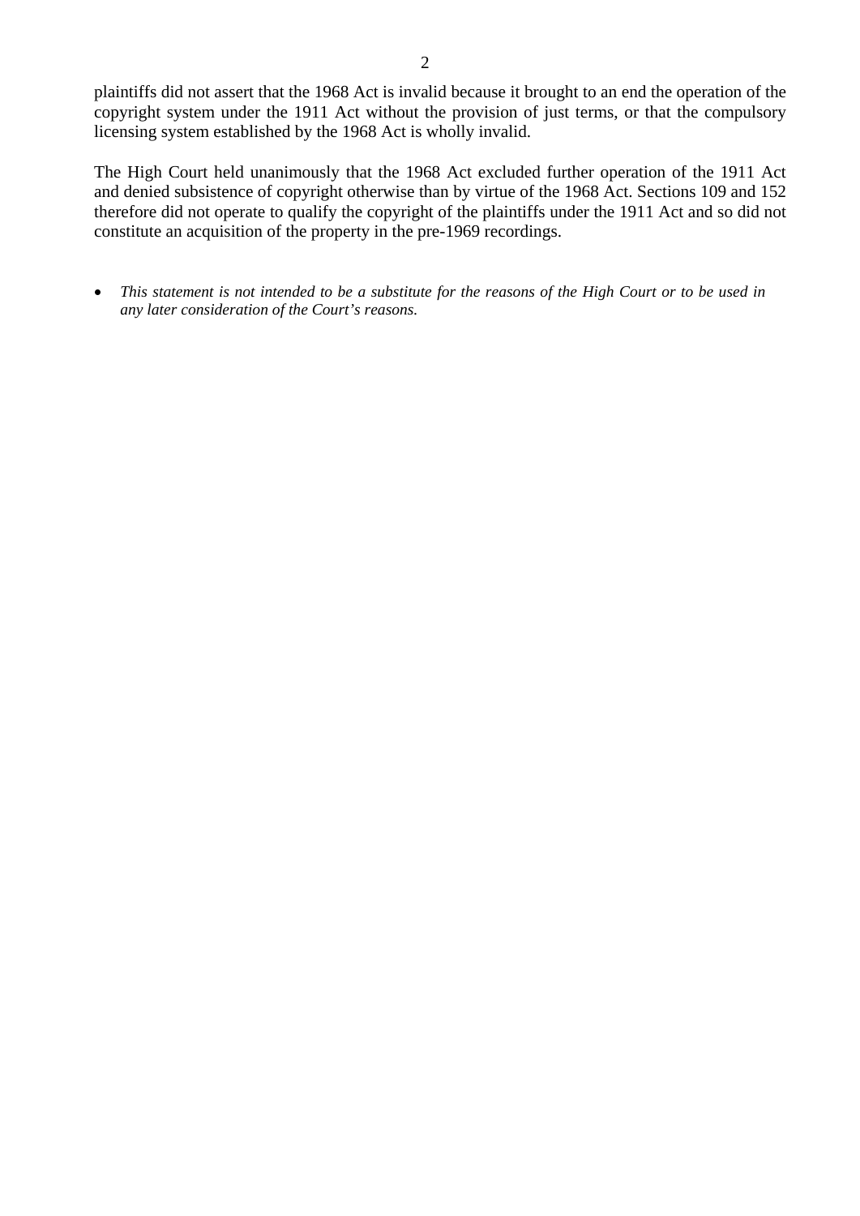plaintiffs did not assert that the 1968 Act is invalid because it brought to an end the operation of the copyright system under the 1911 Act without the provision of just terms, or that the compulsory licensing system established by the 1968 Act is wholly invalid.

The High Court held unanimously that the 1968 Act excluded further operation of the 1911 Act and denied subsistence of copyright otherwise than by virtue of the 1968 Act. Sections 109 and 152 therefore did not operate to qualify the copyright of the plaintiffs under the 1911 Act and so did not constitute an acquisition of the property in the pre-1969 recordings.

- *This statement is not intended to be a substitute for the reasons of the High Court or to be used in any later consideration of the Court's reasons.*